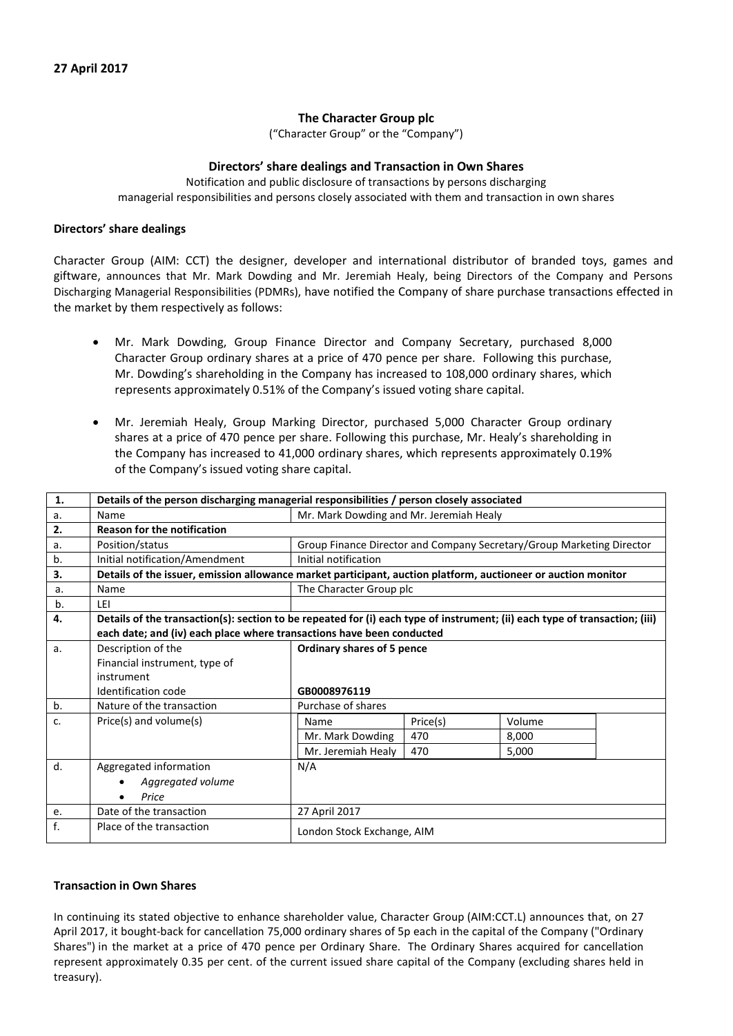**27 April 2017**

**The Character Group plc**

("Character Group" or the "Company")

**Directors' share dealings and Transaction in Own Shares**

Notification and public disclosure of transactions by persons discharging managerial responsibilities and persons closely associated with them and transaction in own shares

**Directors' share dealings**

Character Group (AIM: CCT) the designer, developer and international distributor of branded toys, games and giftware, announces that Mr. Mark Dowding and Mr. Jeremiah Healy, being Directors of the Company and Persons Discharging Managerial Responsibilities (PDMRs), have notified the Company of share purchase transactions effected in the market by them respectively as follows:

- Mr. Mark Dowding, Group Finance Director and Company Secretary, purchased 8,000 Character Group ordinary shares at a price of 470 pence per share. Following this purchase, Mr. Dowding's shareholding in the Company has increased to 108,000 ordinary shares, which represents approximately 0.51% of the Company's issued voting share capital.

- Mr. Jeremiah Healy, Group Marking Director, purchased 5,000 Character Group ordinary shares at a price of 470 pence per share. Following this purchase, Mr. Healy's shareholding in the Company has increased to 41,000 ordinary shares, which represents approximately 0.19% of the Company's issued voting share capital.

| **1.** | **Details of the person discharging managerial responsibilities / person closely associated** | |
|---|---|---|
| a. | Name | Mr. Mark Dowding and Mr. Jeremiah Healy |
| **2.** | **Reason for the notification** | |
| a. | Position/status | Group Finance Director and Company Secretary/Group Marketing Director |
| b. | Initial notification/Amendment | Initial notification |
| **3.** | **Details of the issuer, emission allowance market participant, auction platform, auctioneer or auction monitor** | |
| a. | Name | The Character Group plc |
| b. | LEI | |
| **4.** | **Details of the transaction(s): section to be repeated for (i) each type of instrument; (ii) each type of transaction; (iii) each date; and (iv) each place where transactions have been conducted** | |
| a. | Description of the Financial instrument, type of instrument<br>Identification code | **Ordinary shares of 5 pence**<br>**GB0008976119** |
| b. | Nature of the transaction | Purchase of shares |
| c. | Price(s) and volume(s) | Name / Price(s) / Volume<br>Mr. Mark Dowding / 470 / 8,000<br>Mr. Jeremiah Healy / 470 / 5,000 |
| d. | Aggregated information<br>• *Aggregated volume*<br>• *Price* | N/A |
| e. | Date of the transaction | 27 April 2017 |
| f. | Place of the transaction | London Stock Exchange, AIM |

**Transaction in Own Shares**

In continuing its stated objective to enhance shareholder value, Character Group (AIM:CCT.L) announces that, on 27 April 2017, it bought-back for cancellation 75,000 ordinary shares of 5p each in the capital of the Company ("Ordinary Shares") in the market at a price of 470 pence per Ordinary Share. The Ordinary Shares acquired for cancellation represent approximately 0.35 per cent. of the current issued share capital of the Company (excluding shares held in treasury).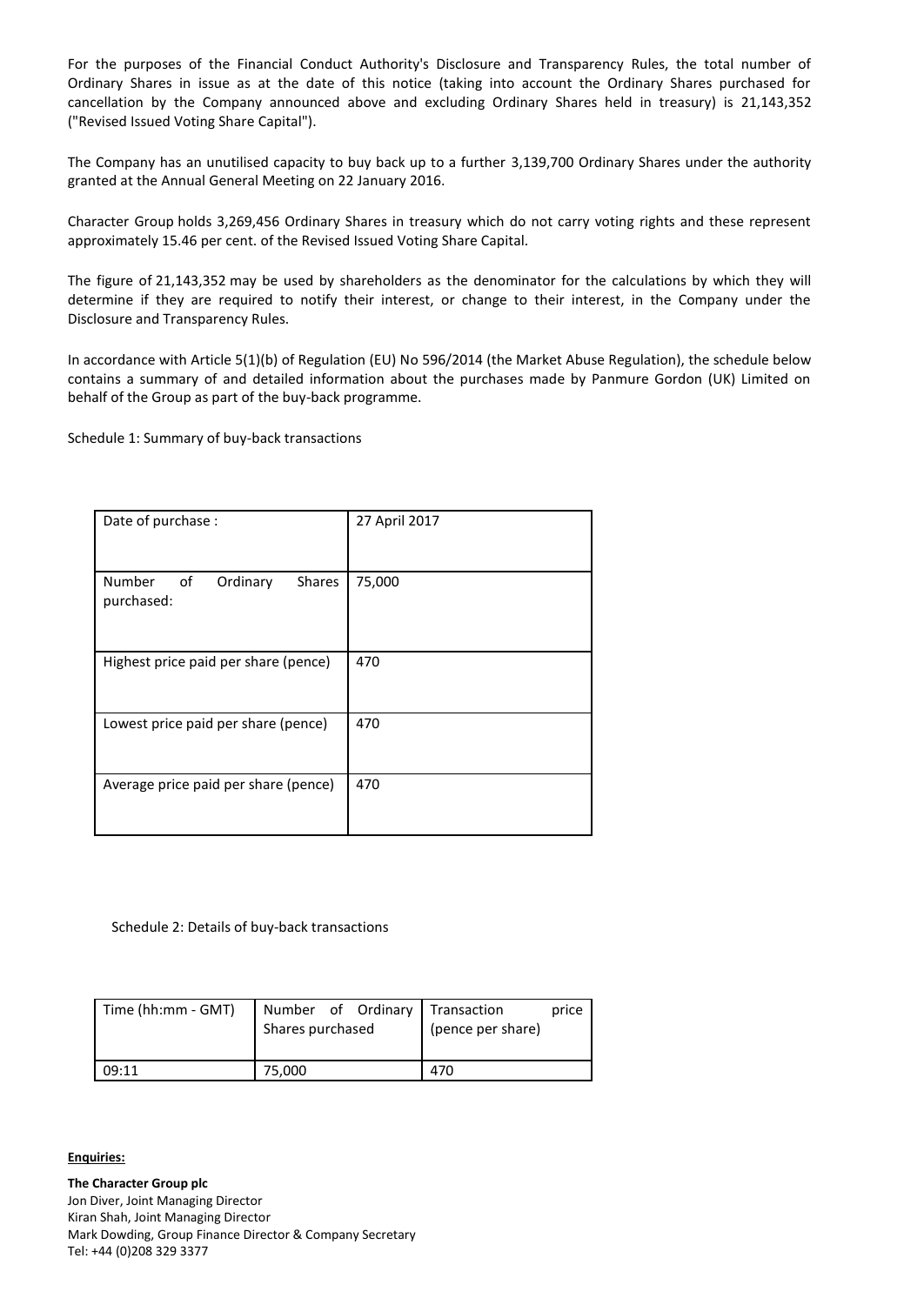For the purposes of the Financial Conduct Authority's Disclosure and Transparency Rules, the total number of Ordinary Shares in issue as at the date of this notice (taking into account the Ordinary Shares purchased for cancellation by the Company announced above and excluding Ordinary Shares held in treasury) is 21,143,352 ("Revised Issued Voting Share Capital").

The Company has an unutilised capacity to buy back up to a further 3,139,700 Ordinary Shares under the authority granted at the Annual General Meeting on 22 January 2016.

Character Group holds 3,269,456 Ordinary Shares in treasury which do not carry voting rights and these represent approximately 15.46 per cent. of the Revised Issued Voting Share Capital.

The figure of 21,143,352 may be used by shareholders as the denominator for the calculations by which they will determine if they are required to notify their interest, or change to their interest, in the Company under the Disclosure and Transparency Rules.

In accordance with Article 5(1)(b) of Regulation (EU) No 596/2014 (the Market Abuse Regulation), the schedule below contains a summary of and detailed information about the purchases made by Panmure Gordon (UK) Limited on behalf of the Group as part of the buy-back programme.

Schedule 1: Summary of buy-back transactions

| Date of purchase : | 27 April 2017 |
|---|---|
| Number of Ordinary Shares purchased: | 75,000 |
| Highest price paid per share (pence) | 470 |
| Lowest price paid per share (pence) | 470 |
| Average price paid per share (pence) | 470 |

Schedule 2: Details of buy-back transactions

| Time (hh:mm - GMT) | Number of Ordinary Shares purchased | Transaction price (pence per share) |
|---|---|---|
| 09:11 | 75,000 | 470 |

**Enquiries:**

**The Character Group plc**
Jon Diver, Joint Managing Director
Kiran Shah, Joint Managing Director
Mark Dowding, Group Finance Director & Company Secretary
Tel: +44 (0)208 329 3377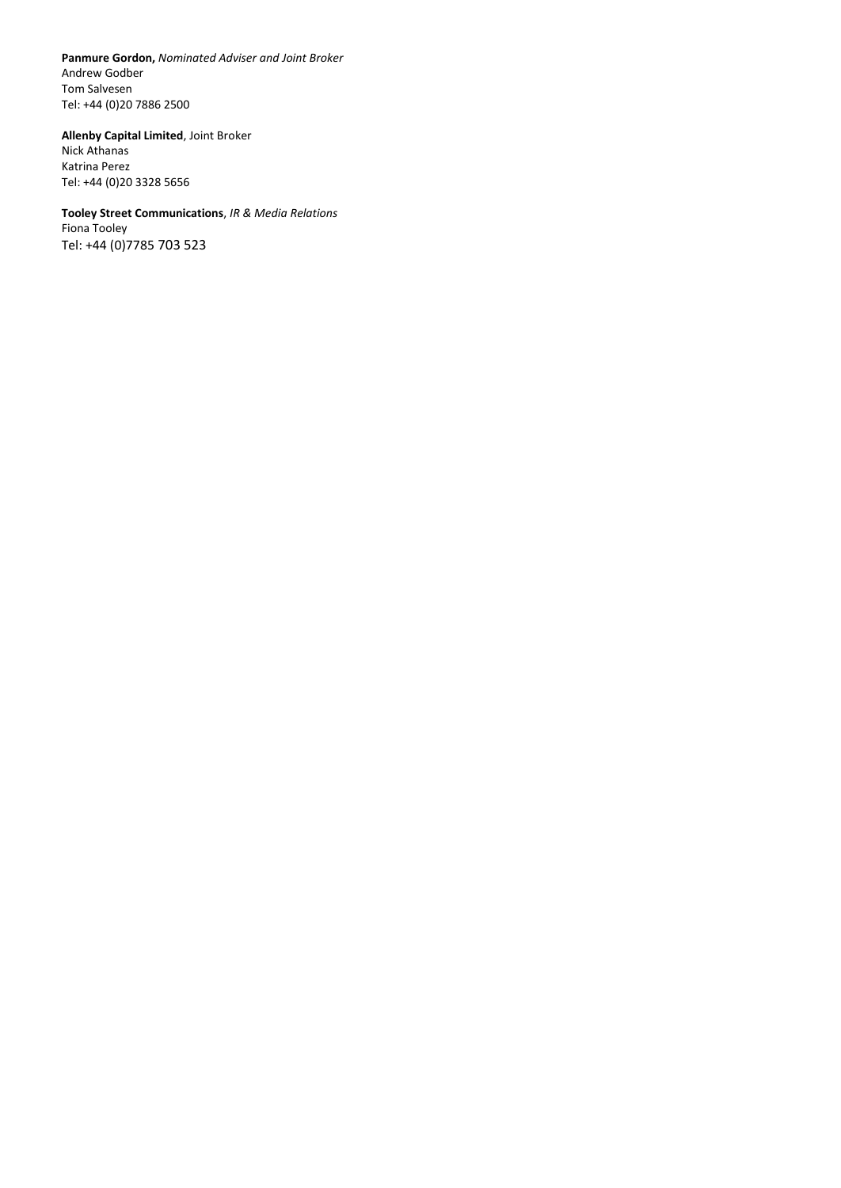**Panmure Gordon,** *Nominated Adviser and Joint Broker*
Andrew Godber
Tom Salvesen
Tel: +44 (0)20 7886 2500

**Allenby Capital Limited**, Joint Broker
Nick Athanas
Katrina Perez
Tel: +44 (0)20 3328 5656

**Tooley Street Communications**, *IR & Media Relations*
Fiona Tooley
Tel: +44 (0)7785 703 523